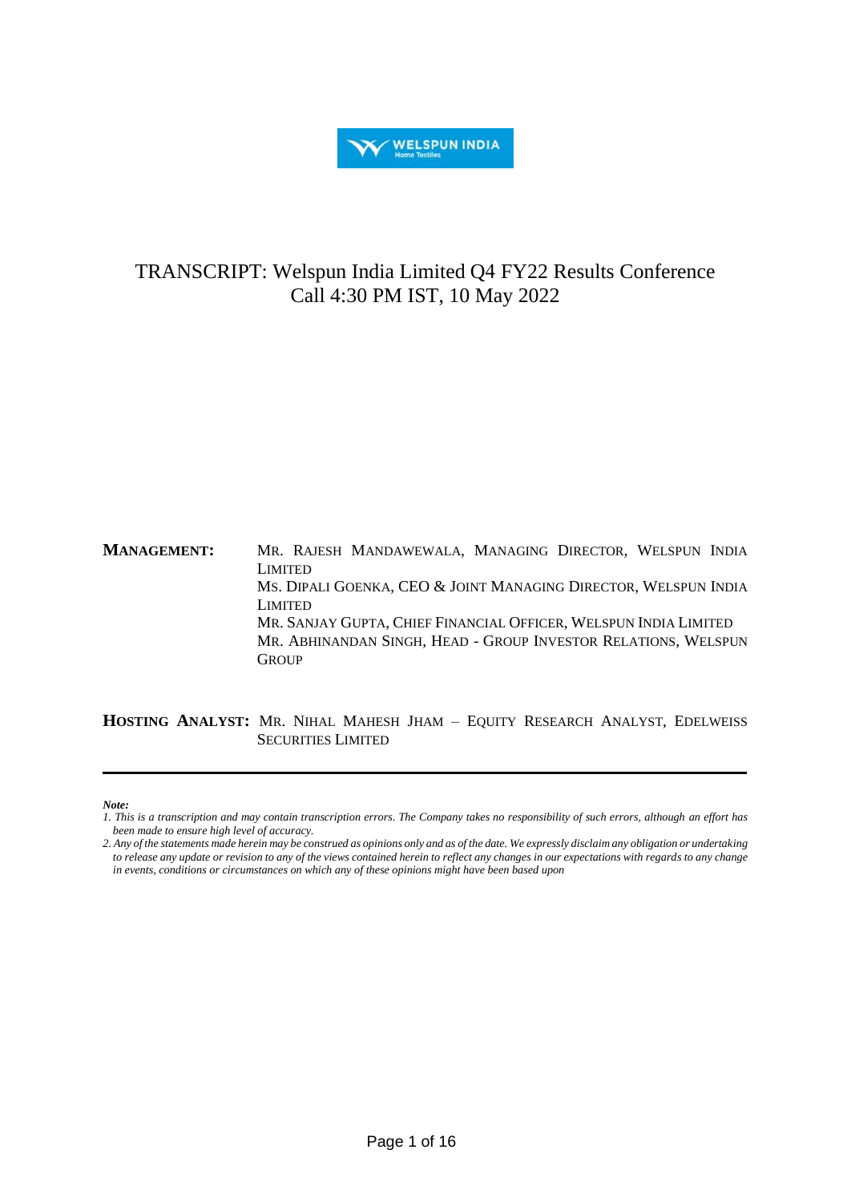WELSPUN INDIA
Home Textiles

# TRANSCRIPT: Welspun India Limited Q4 FY22 Results Conference Call 4:30 PM IST, 10 May 2022

**MANAGEMENT:** MR. RAJESH MANDAWEWALA, MANAGING DIRECTOR, WELSPUN INDIA LIMITED
MS. DIPALI GOENKA, CEO & JOINT MANAGING DIRECTOR, WELSPUN INDIA LIMITED
MR. SANJAY GUPTA, CHIEF FINANCIAL OFFICER, WELSPUN INDIA LIMITED
MR. ABHINANDAN SINGH, HEAD - GROUP INVESTOR RELATIONS, WELSPUN GROUP

**HOSTING ANALYST:** MR. NIHAL MAHESH JHAM – EQUITY RESEARCH ANALYST, EDELWEISS SECURITIES LIMITED

---

***Note:***

*1. This is a transcription and may contain transcription errors. The Company takes no responsibility of such errors, although an effort has been made to ensure high level of accuracy.*

*2. Any of the statements made herein may be construed as opinions only and as of the date. We expressly disclaim any obligation or undertaking to release any update or revision to any of the views contained herein to reflect any changes in our expectations with regards to any change in events, conditions or circumstances on which any of these opinions might have been based upon*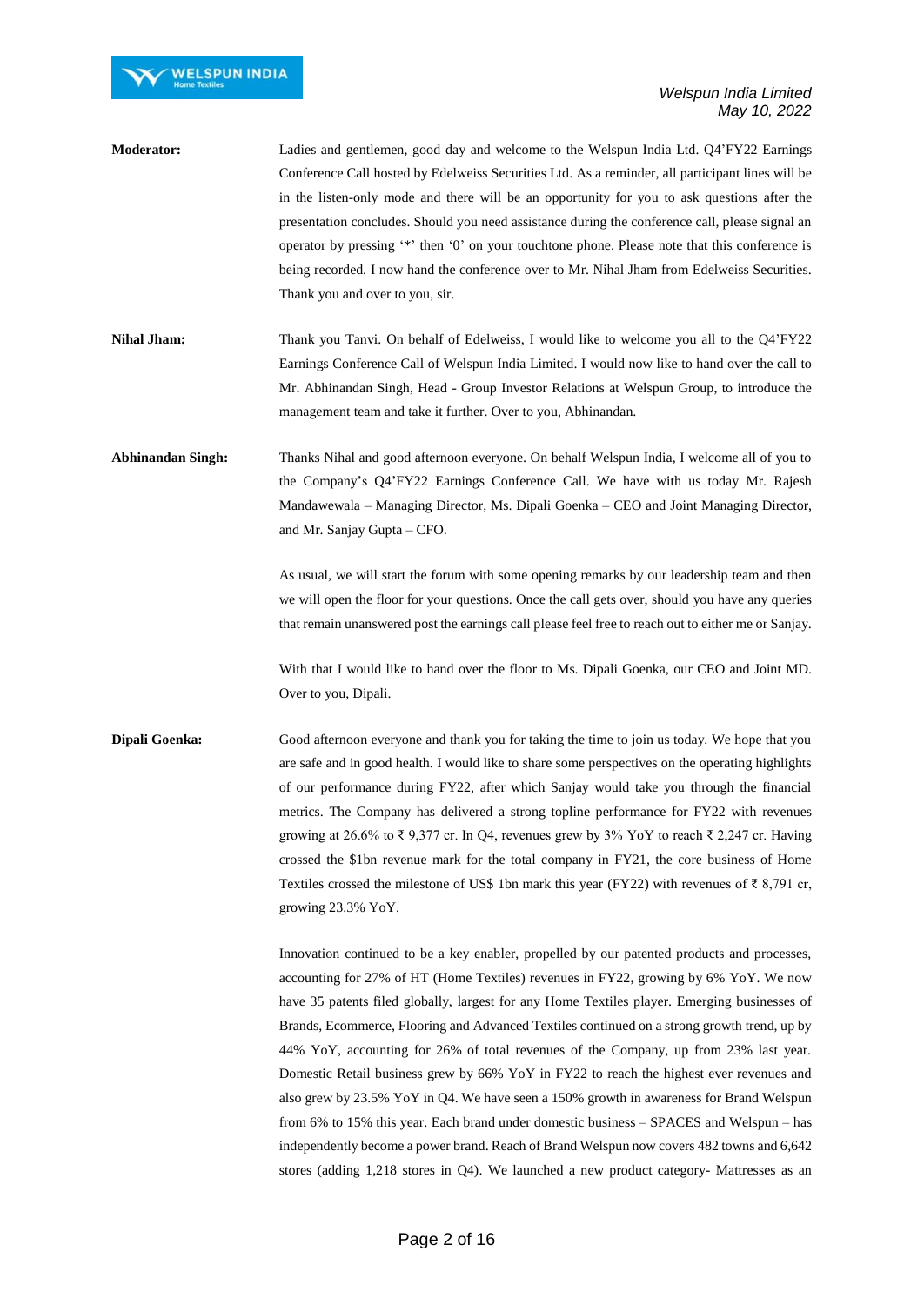**Moderator:** Ladies and gentlemen, good day and welcome to the Welspun India Ltd. Q4'FY22 Earnings Conference Call hosted by Edelweiss Securities Ltd. As a reminder, all participant lines will be in the listen-only mode and there will be an opportunity for you to ask questions after the presentation concludes. Should you need assistance during the conference call, please signal an operator by pressing '*' then '0' on your touchtone phone. Please note that this conference is being recorded. I now hand the conference over to Mr. Nihal Jham from Edelweiss Securities. Thank you and over to you, sir.

**Nihal Jham:** Thank you Tanvi. On behalf of Edelweiss, I would like to welcome you all to the Q4'FY22 Earnings Conference Call of Welspun India Limited. I would now like to hand over the call to Mr. Abhinandan Singh, Head - Group Investor Relations at Welspun Group, to introduce the management team and take it further. Over to you, Abhinandan.

**Abhinandan Singh:** Thanks Nihal and good afternoon everyone. On behalf Welspun India, I welcome all of you to the Company's Q4'FY22 Earnings Conference Call. We have with us today Mr. Rajesh Mandawewala – Managing Director, Ms. Dipali Goenka – CEO and Joint Managing Director, and Mr. Sanjay Gupta – CFO.

As usual, we will start the forum with some opening remarks by our leadership team and then we will open the floor for your questions. Once the call gets over, should you have any queries that remain unanswered post the earnings call please feel free to reach out to either me or Sanjay.

With that I would like to hand over the floor to Ms. Dipali Goenka, our CEO and Joint MD. Over to you, Dipali.

**Dipali Goenka:** Good afternoon everyone and thank you for taking the time to join us today. We hope that you are safe and in good health. I would like to share some perspectives on the operating highlights of our performance during FY22, after which Sanjay would take you through the financial metrics. The Company has delivered a strong topline performance for FY22 with revenues growing at 26.6% to ₹ 9,377 cr. In Q4, revenues grew by 3% YoY to reach ₹ 2,247 cr. Having crossed the $1bn revenue mark for the total company in FY21, the core business of Home Textiles crossed the milestone of US$ 1bn mark this year (FY22) with revenues of ₹ 8,791 cr, growing 23.3% YoY.

Innovation continued to be a key enabler, propelled by our patented products and processes, accounting for 27% of HT (Home Textiles) revenues in FY22, growing by 6% YoY. We now have 35 patents filed globally, largest for any Home Textiles player. Emerging businesses of Brands, Ecommerce, Flooring and Advanced Textiles continued on a strong growth trend, up by 44% YoY, accounting for 26% of total revenues of the Company, up from 23% last year. Domestic Retail business grew by 66% YoY in FY22 to reach the highest ever revenues and also grew by 23.5% YoY in Q4. We have seen a 150% growth in awareness for Brand Welspun from 6% to 15% this year. Each brand under domestic business – SPACES and Welspun – has independently become a power brand. Reach of Brand Welspun now covers 482 towns and 6,642 stores (adding 1,218 stores in Q4). We launched a new product category- Mattresses as an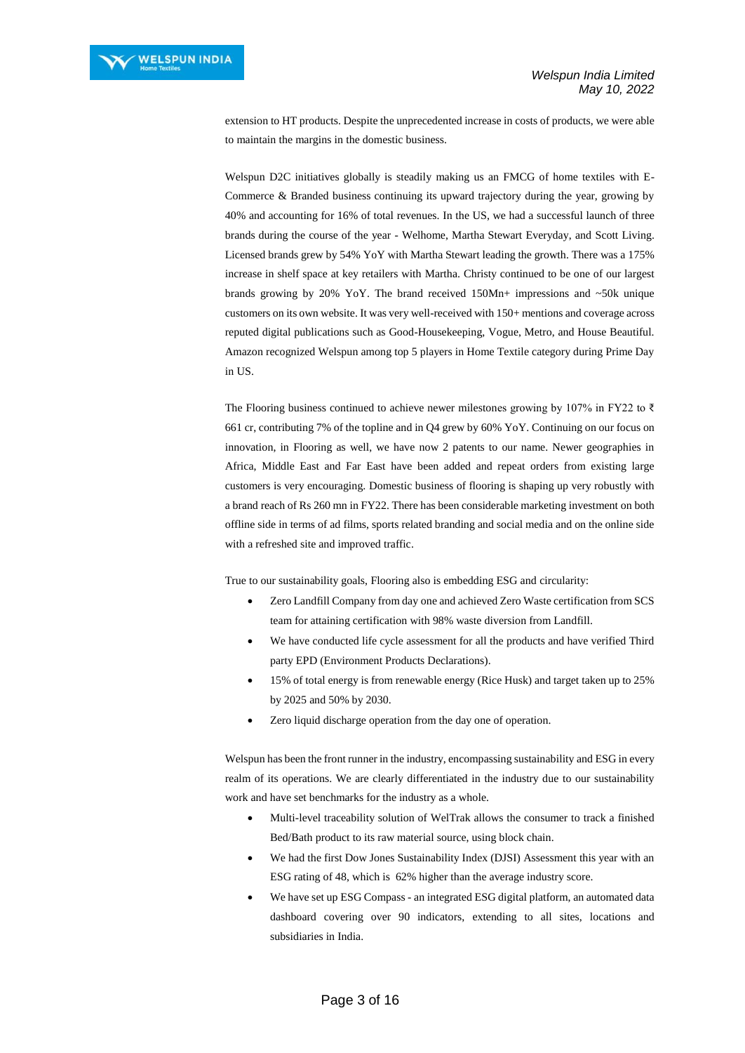extension to HT products. Despite the unprecedented increase in costs of products, we were able to maintain the margins in the domestic business.

Welspun D2C initiatives globally is steadily making us an FMCG of home textiles with E-Commerce & Branded business continuing its upward trajectory during the year, growing by 40% and accounting for 16% of total revenues. In the US, we had a successful launch of three brands during the course of the year - Welhome, Martha Stewart Everyday, and Scott Living. Licensed brands grew by 54% YoY with Martha Stewart leading the growth. There was a 175% increase in shelf space at key retailers with Martha. Christy continued to be one of our largest brands growing by 20% YoY. The brand received 150Mn+ impressions and ~50k unique customers on its own website. It was very well-received with 150+ mentions and coverage across reputed digital publications such as Good-Housekeeping, Vogue, Metro, and House Beautiful. Amazon recognized Welspun among top 5 players in Home Textile category during Prime Day in US.

The Flooring business continued to achieve newer milestones growing by 107% in FY22 to ₹ 661 cr, contributing 7% of the topline and in Q4 grew by 60% YoY. Continuing on our focus on innovation, in Flooring as well, we have now 2 patents to our name. Newer geographies in Africa, Middle East and Far East have been added and repeat orders from existing large customers is very encouraging. Domestic business of flooring is shaping up very robustly with a brand reach of Rs 260 mn in FY22. There has been considerable marketing investment on both offline side in terms of ad films, sports related branding and social media and on the online side with a refreshed site and improved traffic.

True to our sustainability goals, Flooring also is embedding ESG and circularity:

- Zero Landfill Company from day one and achieved Zero Waste certification from SCS team for attaining certification with 98% waste diversion from Landfill.
- We have conducted life cycle assessment for all the products and have verified Third party EPD (Environment Products Declarations).
- 15% of total energy is from renewable energy (Rice Husk) and target taken up to 25% by 2025 and 50% by 2030.
- Zero liquid discharge operation from the day one of operation.

Welspun has been the front runner in the industry, encompassing sustainability and ESG in every realm of its operations. We are clearly differentiated in the industry due to our sustainability work and have set benchmarks for the industry as a whole.

- Multi-level traceability solution of WelTrak allows the consumer to track a finished Bed/Bath product to its raw material source, using block chain.
- We had the first Dow Jones Sustainability Index (DJSI) Assessment this year with an ESG rating of 48, which is 62% higher than the average industry score.
- We have set up ESG Compass - an integrated ESG digital platform, an automated data dashboard covering over 90 indicators, extending to all sites, locations and subsidiaries in India.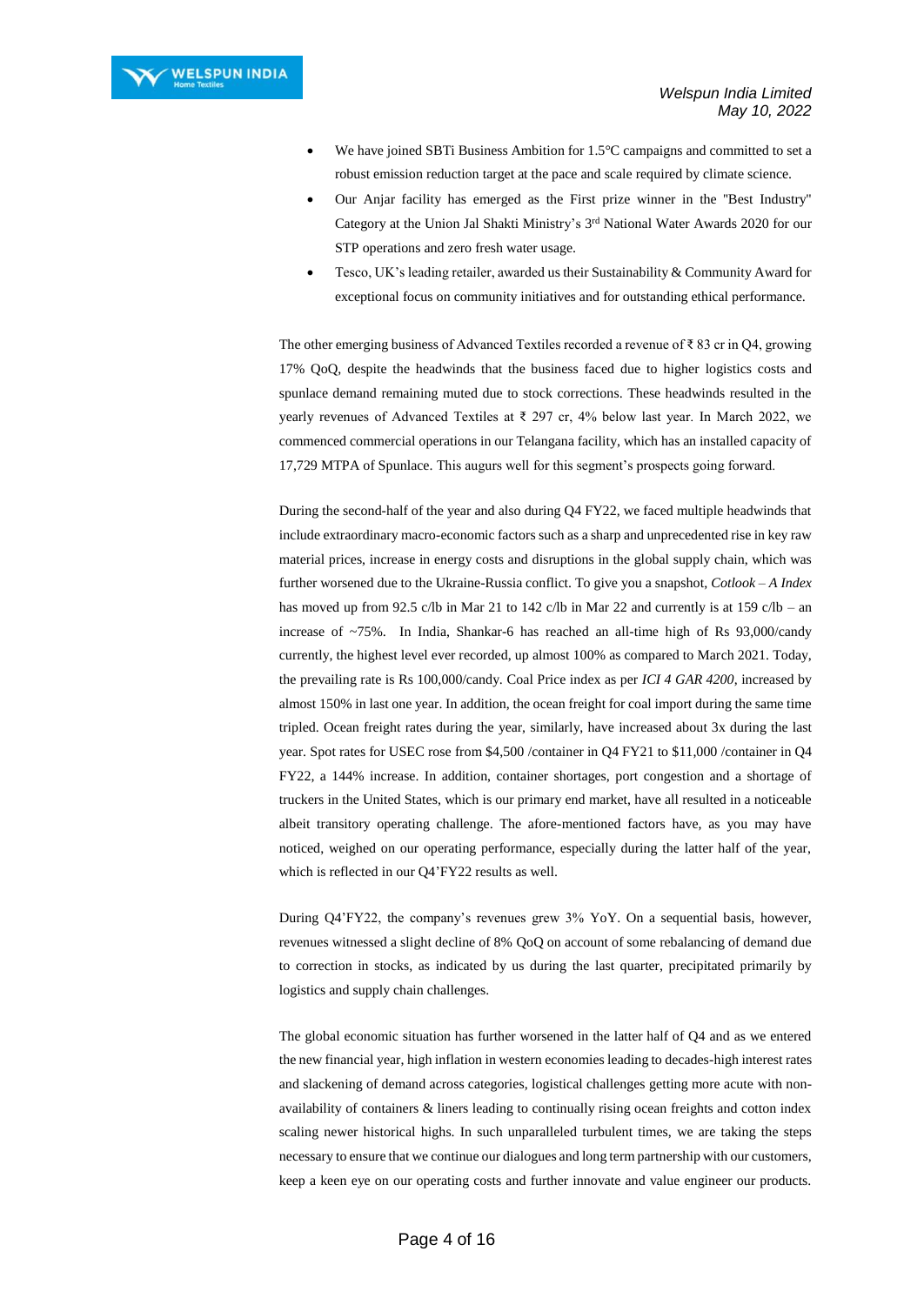- We have joined SBTi Business Ambition for 1.5°C campaigns and committed to set a robust emission reduction target at the pace and scale required by climate science.
- Our Anjar facility has emerged as the First prize winner in the "Best Industry" Category at the Union Jal Shakti Ministry's 3rd National Water Awards 2020 for our STP operations and zero fresh water usage.
- Tesco, UK's leading retailer, awarded us their Sustainability & Community Award for exceptional focus on community initiatives and for outstanding ethical performance.

The other emerging business of Advanced Textiles recorded a revenue of ₹ 83 cr in Q4, growing 17% QoQ, despite the headwinds that the business faced due to higher logistics costs and spunlace demand remaining muted due to stock corrections. These headwinds resulted in the yearly revenues of Advanced Textiles at ₹ 297 cr, 4% below last year. In March 2022, we commenced commercial operations in our Telangana facility, which has an installed capacity of 17,729 MTPA of Spunlace. This augurs well for this segment's prospects going forward.

During the second-half of the year and also during Q4 FY22, we faced multiple headwinds that include extraordinary macro-economic factors such as a sharp and unprecedented rise in key raw material prices, increase in energy costs and disruptions in the global supply chain, which was further worsened due to the Ukraine-Russia conflict. To give you a snapshot, *Cotlook – A Index* has moved up from 92.5 c/lb in Mar 21 to 142 c/lb in Mar 22 and currently is at 159 c/lb – an increase of ~75%. In India, Shankar-6 has reached an all-time high of Rs 93,000/candy currently, the highest level ever recorded, up almost 100% as compared to March 2021. Today, the prevailing rate is Rs 100,000/candy. Coal Price index as per *ICI 4 GAR 4200*, increased by almost 150% in last one year. In addition, the ocean freight for coal import during the same time tripled. Ocean freight rates during the year, similarly, have increased about 3x during the last year. Spot rates for USEC rose from $4,500 /container in Q4 FY21 to $11,000 /container in Q4 FY22, a 144% increase. In addition, container shortages, port congestion and a shortage of truckers in the United States, which is our primary end market, have all resulted in a noticeable albeit transitory operating challenge. The afore-mentioned factors have, as you may have noticed, weighed on our operating performance, especially during the latter half of the year, which is reflected in our Q4'FY22 results as well.

During Q4'FY22, the company's revenues grew 3% YoY. On a sequential basis, however, revenues witnessed a slight decline of 8% QoQ on account of some rebalancing of demand due to correction in stocks, as indicated by us during the last quarter, precipitated primarily by logistics and supply chain challenges.

The global economic situation has further worsened in the latter half of Q4 and as we entered the new financial year, high inflation in western economies leading to decades-high interest rates and slackening of demand across categories, logistical challenges getting more acute with non-availability of containers & liners leading to continually rising ocean freights and cotton index scaling newer historical highs. In such unparalleled turbulent times, we are taking the steps necessary to ensure that we continue our dialogues and long term partnership with our customers, keep a keen eye on our operating costs and further innovate and value engineer our products.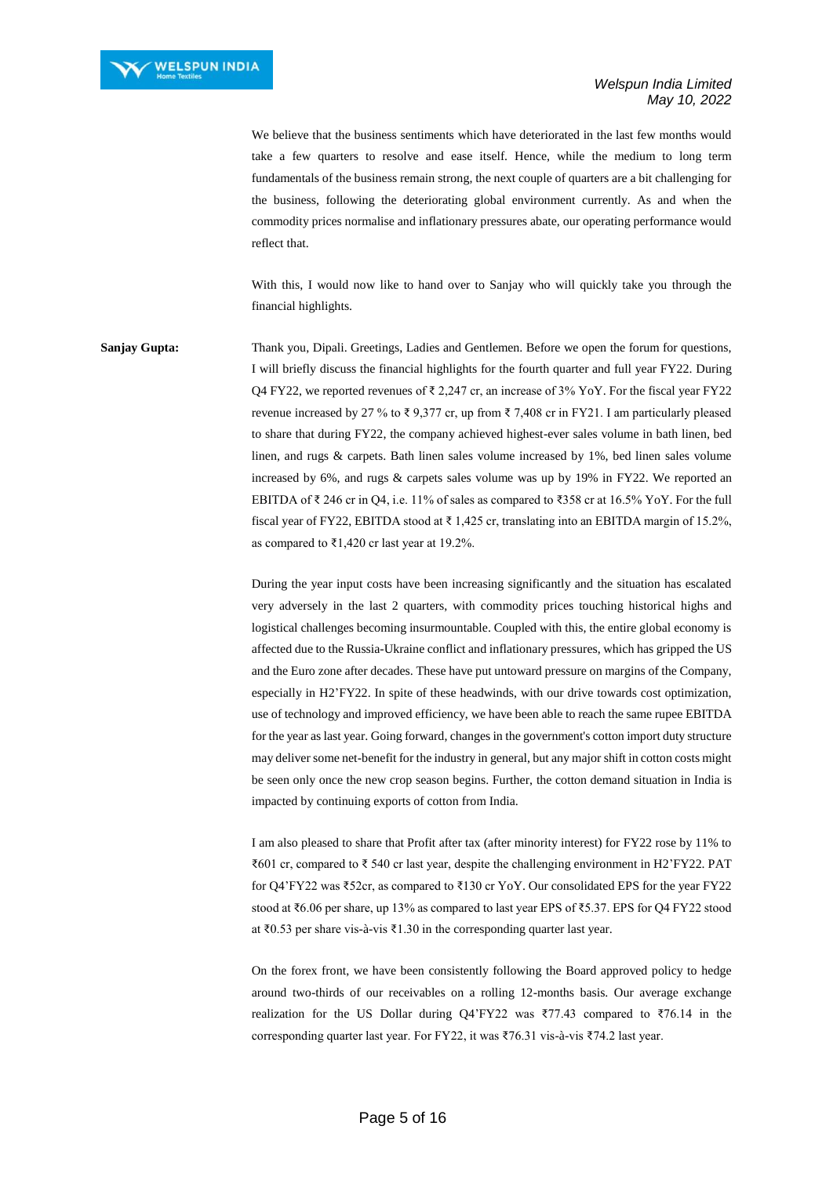We believe that the business sentiments which have deteriorated in the last few months would take a few quarters to resolve and ease itself. Hence, while the medium to long term fundamentals of the business remain strong, the next couple of quarters are a bit challenging for the business, following the deteriorating global environment currently. As and when the commodity prices normalise and inflationary pressures abate, our operating performance would reflect that.

With this, I would now like to hand over to Sanjay who will quickly take you through the financial highlights.

**Sanjay Gupta:** Thank you, Dipali. Greetings, Ladies and Gentlemen. Before we open the forum for questions, I will briefly discuss the financial highlights for the fourth quarter and full year FY22. During Q4 FY22, we reported revenues of ₹ 2,247 cr, an increase of 3% YoY. For the fiscal year FY22 revenue increased by 27 % to ₹ 9,377 cr, up from ₹ 7,408 cr in FY21. I am particularly pleased to share that during FY22, the company achieved highest-ever sales volume in bath linen, bed linen, and rugs & carpets. Bath linen sales volume increased by 1%, bed linen sales volume increased by 6%, and rugs & carpets sales volume was up by 19% in FY22. We reported an EBITDA of ₹ 246 cr in Q4, i.e. 11% of sales as compared to ₹358 cr at 16.5% YoY. For the full fiscal year of FY22, EBITDA stood at ₹ 1,425 cr, translating into an EBITDA margin of 15.2%, as compared to ₹1,420 cr last year at 19.2%.

During the year input costs have been increasing significantly and the situation has escalated very adversely in the last 2 quarters, with commodity prices touching historical highs and logistical challenges becoming insurmountable. Coupled with this, the entire global economy is affected due to the Russia-Ukraine conflict and inflationary pressures, which has gripped the US and the Euro zone after decades. These have put untoward pressure on margins of the Company, especially in H2'FY22. In spite of these headwinds, with our drive towards cost optimization, use of technology and improved efficiency, we have been able to reach the same rupee EBITDA for the year as last year. Going forward, changes in the government's cotton import duty structure may deliver some net-benefit for the industry in general, but any major shift in cotton costs might be seen only once the new crop season begins. Further, the cotton demand situation in India is impacted by continuing exports of cotton from India.

I am also pleased to share that Profit after tax (after minority interest) for FY22 rose by 11% to ₹601 cr, compared to ₹ 540 cr last year, despite the challenging environment in H2'FY22. PAT for Q4'FY22 was ₹52cr, as compared to ₹130 cr YoY. Our consolidated EPS for the year FY22 stood at ₹6.06 per share, up 13% as compared to last year EPS of ₹5.37. EPS for Q4 FY22 stood at ₹0.53 per share vis-à-vis ₹1.30 in the corresponding quarter last year.

On the forex front, we have been consistently following the Board approved policy to hedge around two-thirds of our receivables on a rolling 12-months basis. Our average exchange realization for the US Dollar during Q4'FY22 was ₹77.43 compared to ₹76.14 in the corresponding quarter last year. For FY22, it was ₹76.31 vis-à-vis ₹74.2 last year.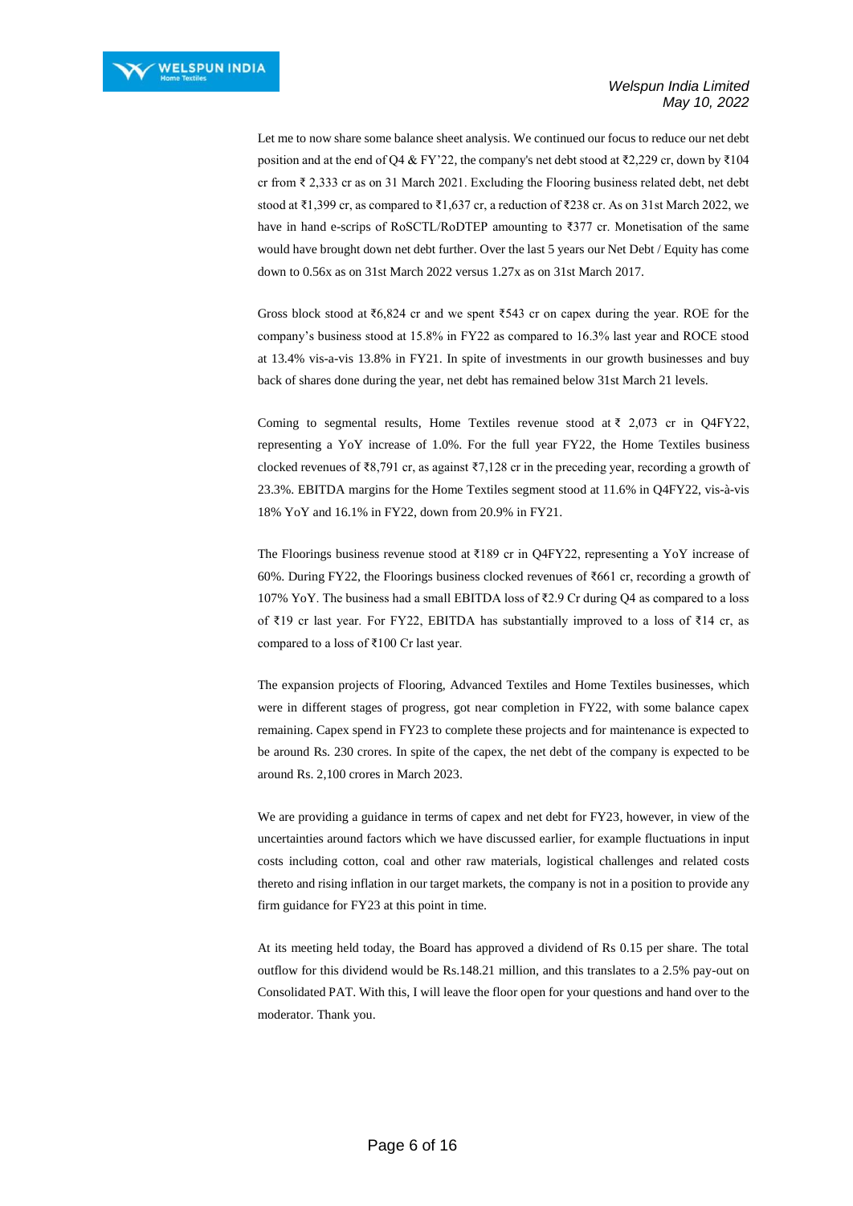Let me to now share some balance sheet analysis. We continued our focus to reduce our net debt position and at the end of Q4 & FY'22, the company's net debt stood at ₹2,229 cr, down by ₹104 cr from ₹ 2,333 cr as on 31 March 2021. Excluding the Flooring business related debt, net debt stood at ₹1,399 cr, as compared to ₹1,637 cr, a reduction of ₹238 cr. As on 31st March 2022, we have in hand e-scrips of RoSCTL/RoDTEP amounting to ₹377 cr. Monetisation of the same would have brought down net debt further. Over the last 5 years our Net Debt / Equity has come down to 0.56x as on 31st March 2022 versus 1.27x as on 31st March 2017.

Gross block stood at ₹6,824 cr and we spent ₹543 cr on capex during the year. ROE for the company's business stood at 15.8% in FY22 as compared to 16.3% last year and ROCE stood at 13.4% vis-a-vis 13.8% in FY21. In spite of investments in our growth businesses and buy back of shares done during the year, net debt has remained below 31st March 21 levels.

Coming to segmental results, Home Textiles revenue stood at ₹ 2,073 cr in Q4FY22, representing a YoY increase of 1.0%. For the full year FY22, the Home Textiles business clocked revenues of ₹8,791 cr, as against ₹7,128 cr in the preceding year, recording a growth of 23.3%. EBITDA margins for the Home Textiles segment stood at 11.6% in Q4FY22, vis-à-vis 18% YoY and 16.1% in FY22, down from 20.9% in FY21.

The Floorings business revenue stood at ₹189 cr in Q4FY22, representing a YoY increase of 60%. During FY22, the Floorings business clocked revenues of ₹661 cr, recording a growth of 107% YoY. The business had a small EBITDA loss of ₹2.9 Cr during Q4 as compared to a loss of ₹19 cr last year. For FY22, EBITDA has substantially improved to a loss of ₹14 cr, as compared to a loss of ₹100 Cr last year.

The expansion projects of Flooring, Advanced Textiles and Home Textiles businesses, which were in different stages of progress, got near completion in FY22, with some balance capex remaining. Capex spend in FY23 to complete these projects and for maintenance is expected to be around Rs. 230 crores. In spite of the capex, the net debt of the company is expected to be around Rs. 2,100 crores in March 2023.

We are providing a guidance in terms of capex and net debt for FY23, however, in view of the uncertainties around factors which we have discussed earlier, for example fluctuations in input costs including cotton, coal and other raw materials, logistical challenges and related costs thereto and rising inflation in our target markets, the company is not in a position to provide any firm guidance for FY23 at this point in time.

At its meeting held today, the Board has approved a dividend of Rs 0.15 per share. The total outflow for this dividend would be Rs.148.21 million, and this translates to a 2.5% pay-out on Consolidated PAT. With this, I will leave the floor open for your questions and hand over to the moderator. Thank you.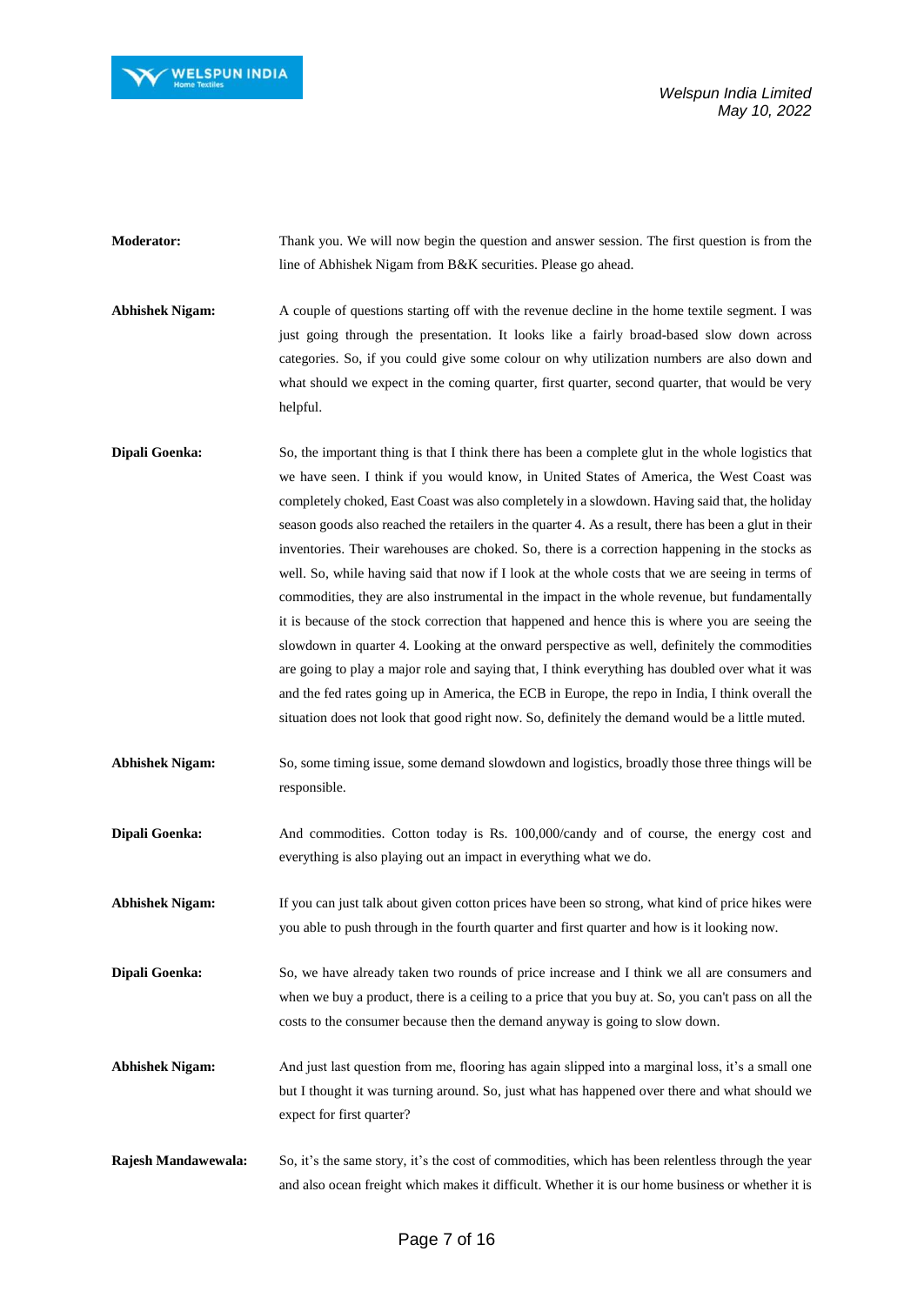**Moderator:** Thank you. We will now begin the question and answer session. The first question is from the line of Abhishek Nigam from B&K securities. Please go ahead.

**Abhishek Nigam:** A couple of questions starting off with the revenue decline in the home textile segment. I was just going through the presentation. It looks like a fairly broad-based slow down across categories. So, if you could give some colour on why utilization numbers are also down and what should we expect in the coming quarter, first quarter, second quarter, that would be very helpful.

**Dipali Goenka:** So, the important thing is that I think there has been a complete glut in the whole logistics that we have seen. I think if you would know, in United States of America, the West Coast was completely choked, East Coast was also completely in a slowdown. Having said that, the holiday season goods also reached the retailers in the quarter 4. As a result, there has been a glut in their inventories. Their warehouses are choked. So, there is a correction happening in the stocks as well. So, while having said that now if I look at the whole costs that we are seeing in terms of commodities, they are also instrumental in the impact in the whole revenue, but fundamentally it is because of the stock correction that happened and hence this is where you are seeing the slowdown in quarter 4. Looking at the onward perspective as well, definitely the commodities are going to play a major role and saying that, I think everything has doubled over what it was and the fed rates going up in America, the ECB in Europe, the repo in India, I think overall the situation does not look that good right now. So, definitely the demand would be a little muted.

**Abhishek Nigam:** So, some timing issue, some demand slowdown and logistics, broadly those three things will be responsible.

**Dipali Goenka:** And commodities. Cotton today is Rs. 100,000/candy and of course, the energy cost and everything is also playing out an impact in everything what we do.

**Abhishek Nigam:** If you can just talk about given cotton prices have been so strong, what kind of price hikes were you able to push through in the fourth quarter and first quarter and how is it looking now.

**Dipali Goenka:** So, we have already taken two rounds of price increase and I think we all are consumers and when we buy a product, there is a ceiling to a price that you buy at. So, you can't pass on all the costs to the consumer because then the demand anyway is going to slow down.

**Abhishek Nigam:** And just last question from me, flooring has again slipped into a marginal loss, it's a small one but I thought it was turning around. So, just what has happened over there and what should we expect for first quarter?

**Rajesh Mandawewala:** So, it's the same story, it's the cost of commodities, which has been relentless through the year and also ocean freight which makes it difficult. Whether it is our home business or whether it is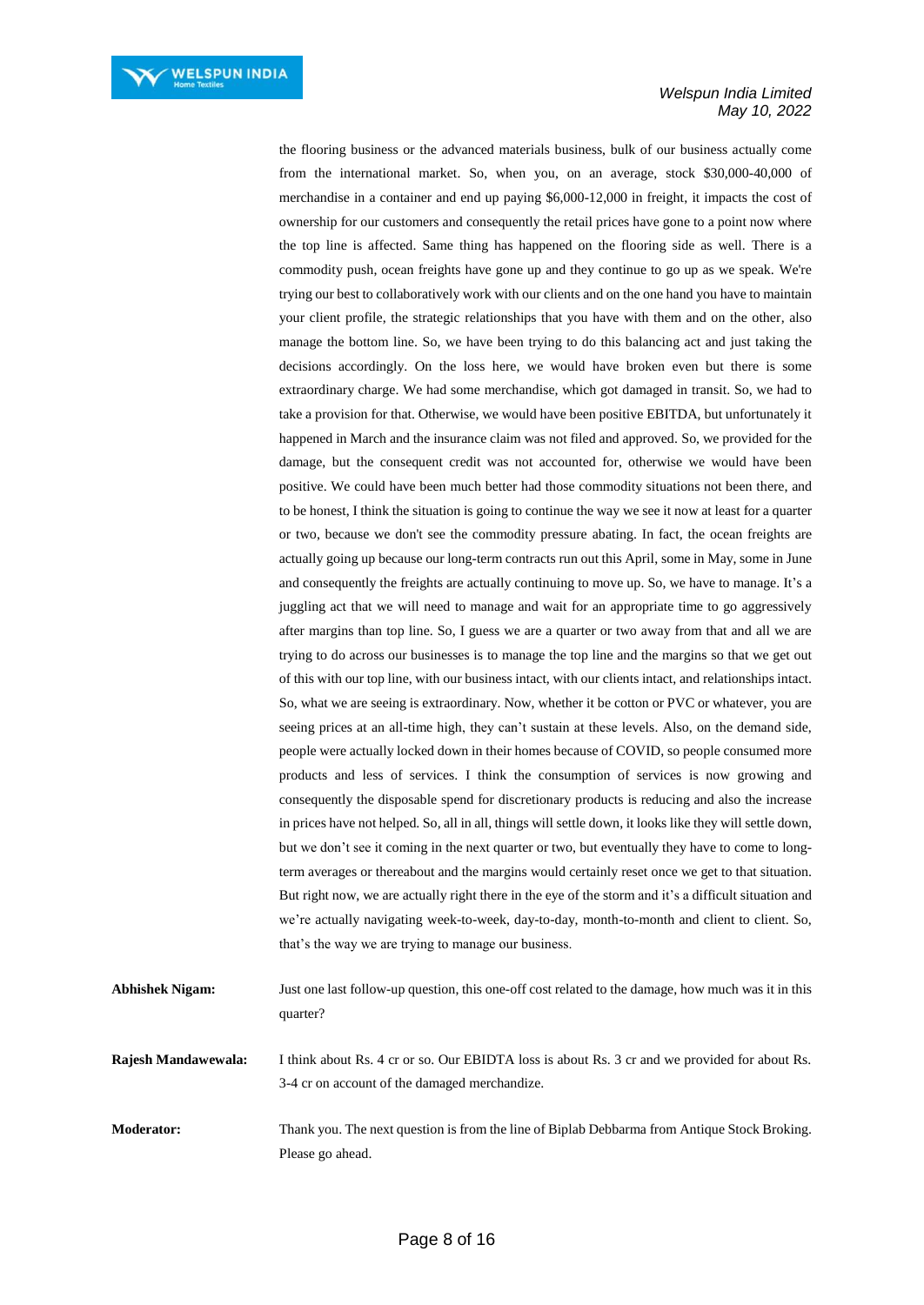the flooring business or the advanced materials business, bulk of our business actually come from the international market. So, when you, on an average, stock $30,000-40,000 of merchandise in a container and end up paying $6,000-12,000 in freight, it impacts the cost of ownership for our customers and consequently the retail prices have gone to a point now where the top line is affected. Same thing has happened on the flooring side as well. There is a commodity push, ocean freights have gone up and they continue to go up as we speak. We're trying our best to collaboratively work with our clients and on the one hand you have to maintain your client profile, the strategic relationships that you have with them and on the other, also manage the bottom line. So, we have been trying to do this balancing act and just taking the decisions accordingly. On the loss here, we would have broken even but there is some extraordinary charge. We had some merchandise, which got damaged in transit. So, we had to take a provision for that. Otherwise, we would have been positive EBITDA, but unfortunately it happened in March and the insurance claim was not filed and approved. So, we provided for the damage, but the consequent credit was not accounted for, otherwise we would have been positive. We could have been much better had those commodity situations not been there, and to be honest, I think the situation is going to continue the way we see it now at least for a quarter or two, because we don't see the commodity pressure abating. In fact, the ocean freights are actually going up because our long-term contracts run out this April, some in May, some in June and consequently the freights are actually continuing to move up. So, we have to manage. It's a juggling act that we will need to manage and wait for an appropriate time to go aggressively after margins than top line. So, I guess we are a quarter or two away from that and all we are trying to do across our businesses is to manage the top line and the margins so that we get out of this with our top line, with our business intact, with our clients intact, and relationships intact. So, what we are seeing is extraordinary. Now, whether it be cotton or PVC or whatever, you are seeing prices at an all-time high, they can't sustain at these levels. Also, on the demand side, people were actually locked down in their homes because of COVID, so people consumed more products and less of services. I think the consumption of services is now growing and consequently the disposable spend for discretionary products is reducing and also the increase in prices have not helped. So, all in all, things will settle down, it looks like they will settle down, but we don't see it coming in the next quarter or two, but eventually they have to come to long-term averages or thereabout and the margins would certainly reset once we get to that situation. But right now, we are actually right there in the eye of the storm and it's a difficult situation and we're actually navigating week-to-week, day-to-day, month-to-month and client to client. So, that's the way we are trying to manage our business.

**Abhishek Nigam:** Just one last follow-up question, this one-off cost related to the damage, how much was it in this quarter?

**Rajesh Mandawewala:** I think about Rs. 4 cr or so. Our EBIDTA loss is about Rs. 3 cr and we provided for about Rs. 3-4 cr on account of the damaged merchandize.

**Moderator:** Thank you. The next question is from the line of Biplab Debbarma from Antique Stock Broking. Please go ahead.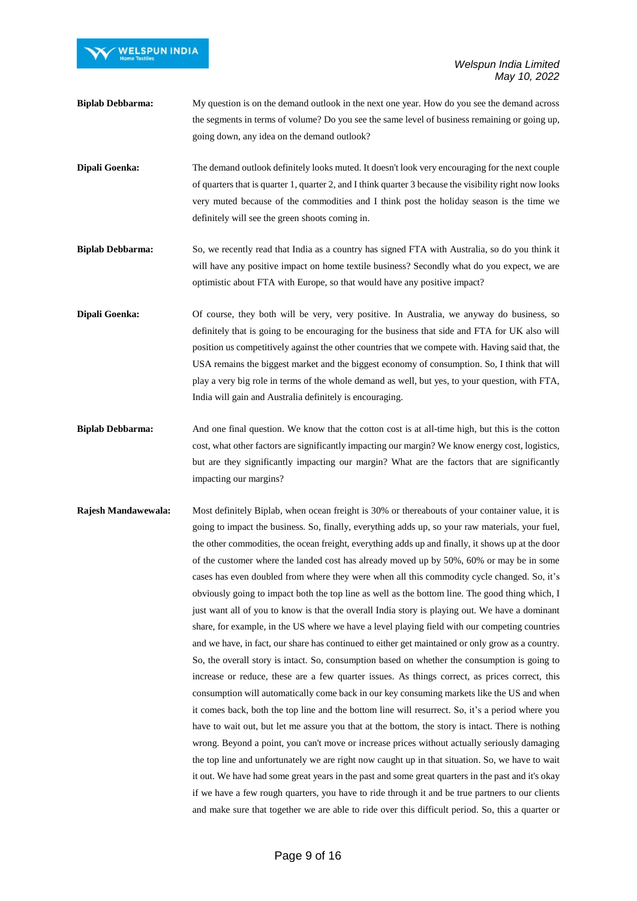**Biplab Debbarma:** My question is on the demand outlook in the next one year. How do you see the demand across the segments in terms of volume? Do you see the same level of business remaining or going up, going down, any idea on the demand outlook?

**Dipali Goenka:** The demand outlook definitely looks muted. It doesn't look very encouraging for the next couple of quarters that is quarter 1, quarter 2, and I think quarter 3 because the visibility right now looks very muted because of the commodities and I think post the holiday season is the time we definitely will see the green shoots coming in.

**Biplab Debbarma:** So, we recently read that India as a country has signed FTA with Australia, so do you think it will have any positive impact on home textile business? Secondly what do you expect, we are optimistic about FTA with Europe, so that would have any positive impact?

**Dipali Goenka:** Of course, they both will be very, very positive. In Australia, we anyway do business, so definitely that is going to be encouraging for the business that side and FTA for UK also will position us competitively against the other countries that we compete with. Having said that, the USA remains the biggest market and the biggest economy of consumption. So, I think that will play a very big role in terms of the whole demand as well, but yes, to your question, with FTA, India will gain and Australia definitely is encouraging.

**Biplab Debbarma:** And one final question. We know that the cotton cost is at all-time high, but this is the cotton cost, what other factors are significantly impacting our margin? We know energy cost, logistics, but are they significantly impacting our margin? What are the factors that are significantly impacting our margins?

**Rajesh Mandawewala:** Most definitely Biplab, when ocean freight is 30% or thereabouts of your container value, it is going to impact the business. So, finally, everything adds up, so your raw materials, your fuel, the other commodities, the ocean freight, everything adds up and finally, it shows up at the door of the customer where the landed cost has already moved up by 50%, 60% or may be in some cases has even doubled from where they were when all this commodity cycle changed. So, it's obviously going to impact both the top line as well as the bottom line. The good thing which, I just want all of you to know is that the overall India story is playing out. We have a dominant share, for example, in the US where we have a level playing field with our competing countries and we have, in fact, our share has continued to either get maintained or only grow as a country. So, the overall story is intact. So, consumption based on whether the consumption is going to increase or reduce, these are a few quarter issues. As things correct, as prices correct, this consumption will automatically come back in our key consuming markets like the US and when it comes back, both the top line and the bottom line will resurrect. So, it's a period where you have to wait out, but let me assure you that at the bottom, the story is intact. There is nothing wrong. Beyond a point, you can't move or increase prices without actually seriously damaging the top line and unfortunately we are right now caught up in that situation. So, we have to wait it out. We have had some great years in the past and some great quarters in the past and it's okay if we have a few rough quarters, you have to ride through it and be true partners to our clients and make sure that together we are able to ride over this difficult period. So, this a quarter or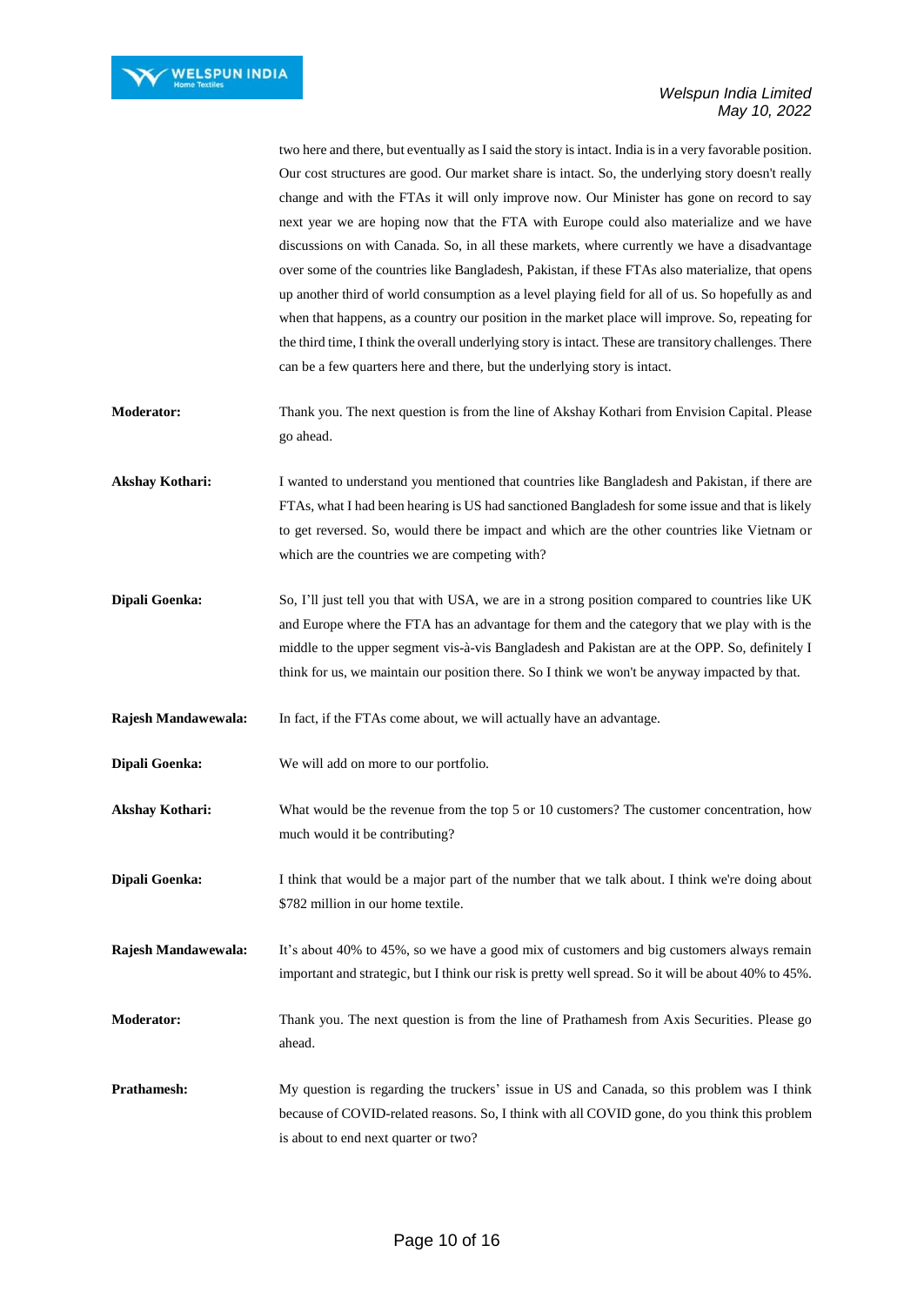two here and there, but eventually as I said the story is intact. India is in a very favorable position. Our cost structures are good. Our market share is intact. So, the underlying story doesn't really change and with the FTAs it will only improve now. Our Minister has gone on record to say next year we are hoping now that the FTA with Europe could also materialize and we have discussions on with Canada. So, in all these markets, where currently we have a disadvantage over some of the countries like Bangladesh, Pakistan, if these FTAs also materialize, that opens up another third of world consumption as a level playing field for all of us. So hopefully as and when that happens, as a country our position in the market place will improve. So, repeating for the third time, I think the overall underlying story is intact. These are transitory challenges. There can be a few quarters here and there, but the underlying story is intact.

**Moderator:** Thank you. The next question is from the line of Akshay Kothari from Envision Capital. Please go ahead.

**Akshay Kothari:** I wanted to understand you mentioned that countries like Bangladesh and Pakistan, if there are FTAs, what I had been hearing is US had sanctioned Bangladesh for some issue and that is likely to get reversed. So, would there be impact and which are the other countries like Vietnam or which are the countries we are competing with?

**Dipali Goenka:** So, I'll just tell you that with USA, we are in a strong position compared to countries like UK and Europe where the FTA has an advantage for them and the category that we play with is the middle to the upper segment vis-à-vis Bangladesh and Pakistan are at the OPP. So, definitely I think for us, we maintain our position there. So I think we won't be anyway impacted by that.

**Rajesh Mandawewala:** In fact, if the FTAs come about, we will actually have an advantage.

**Dipali Goenka:** We will add on more to our portfolio.

**Akshay Kothari:** What would be the revenue from the top 5 or 10 customers? The customer concentration, how much would it be contributing?

**Dipali Goenka:** I think that would be a major part of the number that we talk about. I think we're doing about $782 million in our home textile.

**Rajesh Mandawewala:** It's about 40% to 45%, so we have a good mix of customers and big customers always remain important and strategic, but I think our risk is pretty well spread. So it will be about 40% to 45%.

**Moderator:** Thank you. The next question is from the line of Prathamesh from Axis Securities. Please go ahead.

**Prathamesh:** My question is regarding the truckers' issue in US and Canada, so this problem was I think because of COVID-related reasons. So, I think with all COVID gone, do you think this problem is about to end next quarter or two?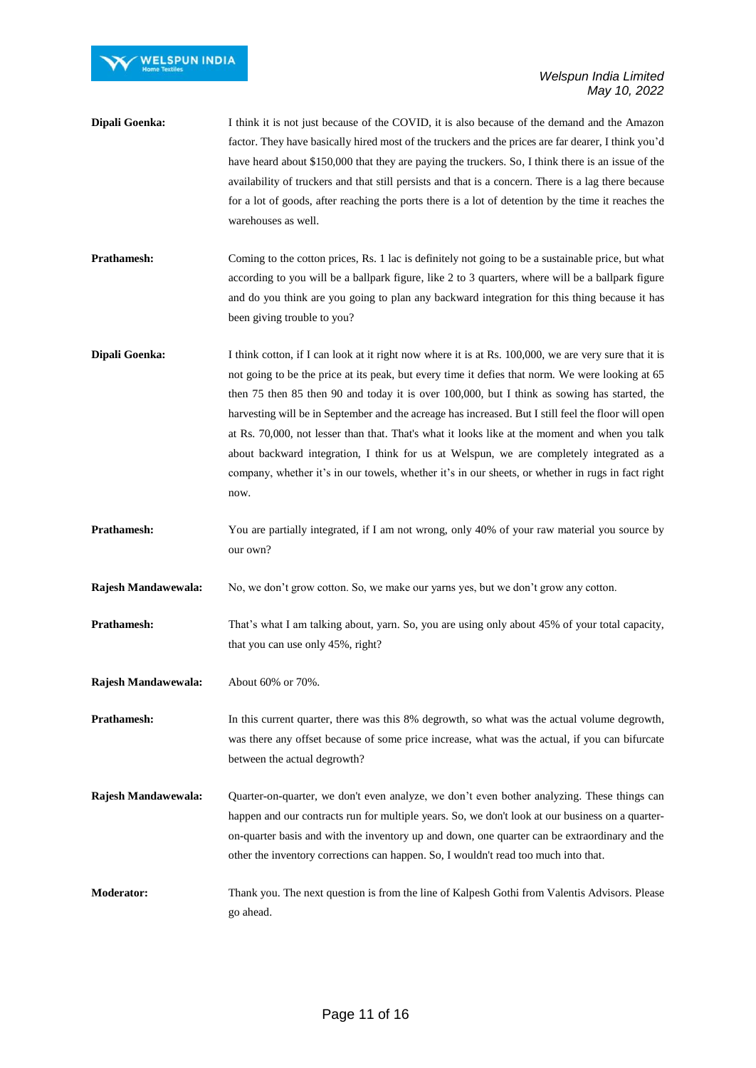**Dipali Goenka:** I think it is not just because of the COVID, it is also because of the demand and the Amazon factor. They have basically hired most of the truckers and the prices are far dearer, I think you'd have heard about $150,000 that they are paying the truckers. So, I think there is an issue of the availability of truckers and that still persists and that is a concern. There is a lag there because for a lot of goods, after reaching the ports there is a lot of detention by the time it reaches the warehouses as well.

**Prathamesh:** Coming to the cotton prices, Rs. 1 lac is definitely not going to be a sustainable price, but what according to you will be a ballpark figure, like 2 to 3 quarters, where will be a ballpark figure and do you think are you going to plan any backward integration for this thing because it has been giving trouble to you?

**Dipali Goenka:** I think cotton, if I can look at it right now where it is at Rs. 100,000, we are very sure that it is not going to be the price at its peak, but every time it defies that norm. We were looking at 65 then 75 then 85 then 90 and today it is over 100,000, but I think as sowing has started, the harvesting will be in September and the acreage has increased. But I still feel the floor will open at Rs. 70,000, not lesser than that. That's what it looks like at the moment and when you talk about backward integration, I think for us at Welspun, we are completely integrated as a company, whether it's in our towels, whether it's in our sheets, or whether in rugs in fact right now.

**Prathamesh:** You are partially integrated, if I am not wrong, only 40% of your raw material you source by our own?

**Rajesh Mandawewala:** No, we don't grow cotton. So, we make our yarns yes, but we don't grow any cotton.

**Prathamesh:** That's what I am talking about, yarn. So, you are using only about 45% of your total capacity, that you can use only 45%, right?

**Rajesh Mandawewala:** About 60% or 70%.

**Prathamesh:** In this current quarter, there was this 8% degrowth, so what was the actual volume degrowth, was there any offset because of some price increase, what was the actual, if you can bifurcate between the actual degrowth?

**Rajesh Mandawewala:** Quarter-on-quarter, we don't even analyze, we don't even bother analyzing. These things can happen and our contracts run for multiple years. So, we don't look at our business on a quarter-on-quarter basis and with the inventory up and down, one quarter can be extraordinary and the other the inventory corrections can happen. So, I wouldn't read too much into that.

**Moderator:** Thank you. The next question is from the line of Kalpesh Gothi from Valentis Advisors. Please go ahead.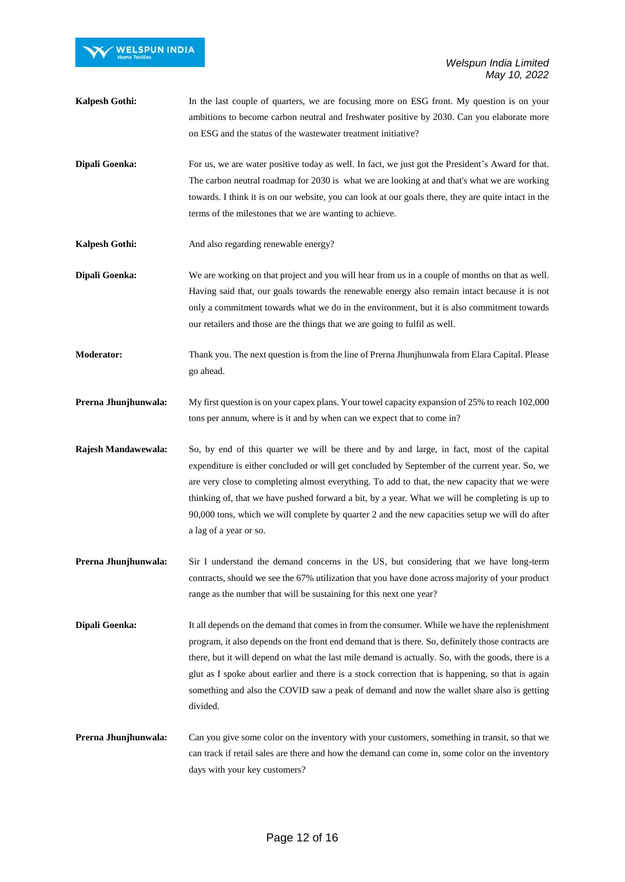**Kalpesh Gothi:** In the last couple of quarters, we are focusing more on ESG front. My question is on your ambitions to become carbon neutral and freshwater positive by 2030. Can you elaborate more on ESG and the status of the wastewater treatment initiative?

**Dipali Goenka:** For us, we are water positive today as well. In fact, we just got the President's Award for that. The carbon neutral roadmap for 2030 is what we are looking at and that's what we are working towards. I think it is on our website, you can look at our goals there, they are quite intact in the terms of the milestones that we are wanting to achieve.

**Kalpesh Gothi:** And also regarding renewable energy?

**Dipali Goenka:** We are working on that project and you will hear from us in a couple of months on that as well. Having said that, our goals towards the renewable energy also remain intact because it is not only a commitment towards what we do in the environment, but it is also commitment towards our retailers and those are the things that we are going to fulfil as well.

**Moderator:** Thank you. The next question is from the line of Prerna Jhunjhunwala from Elara Capital. Please go ahead.

**Prerna Jhunjhunwala:** My first question is on your capex plans. Your towel capacity expansion of 25% to reach 102,000 tons per annum, where is it and by when can we expect that to come in?

**Rajesh Mandawewala:** So, by end of this quarter we will be there and by and large, in fact, most of the capital expenditure is either concluded or will get concluded by September of the current year. So, we are very close to completing almost everything. To add to that, the new capacity that we were thinking of, that we have pushed forward a bit, by a year. What we will be completing is up to 90,000 tons, which we will complete by quarter 2 and the new capacities setup we will do after a lag of a year or so.

**Prerna Jhunjhunwala:** Sir I understand the demand concerns in the US, but considering that we have long-term contracts, should we see the 67% utilization that you have done across majority of your product range as the number that will be sustaining for this next one year?

**Dipali Goenka:** It all depends on the demand that comes in from the consumer. While we have the replenishment program, it also depends on the front end demand that is there. So, definitely those contracts are there, but it will depend on what the last mile demand is actually. So, with the goods, there is a glut as I spoke about earlier and there is a stock correction that is happening, so that is again something and also the COVID saw a peak of demand and now the wallet share also is getting divided.

**Prerna Jhunjhunwala:** Can you give some color on the inventory with your customers, something in transit, so that we can track if retail sales are there and how the demand can come in, some color on the inventory days with your key customers?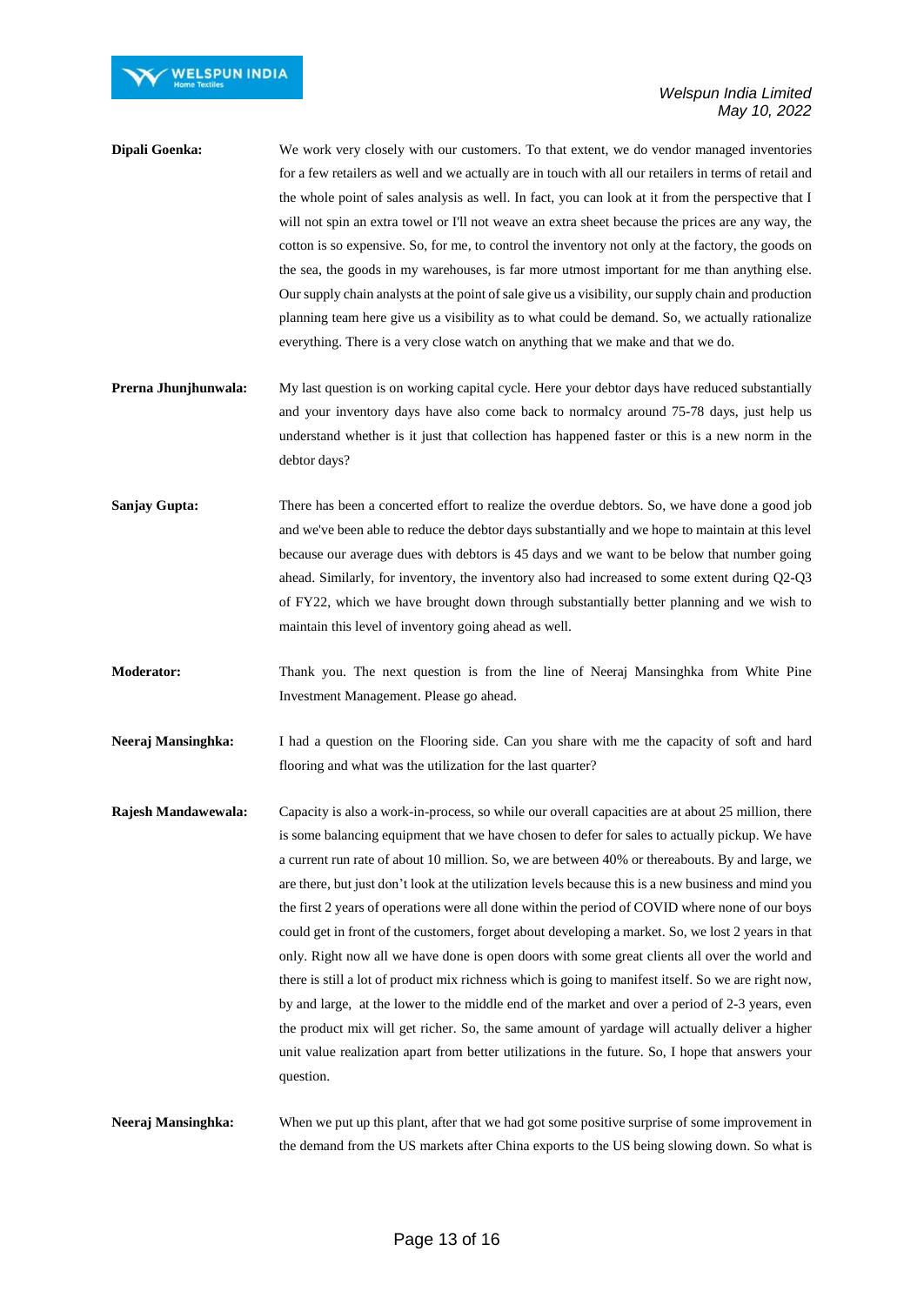**Dipali Goenka:** We work very closely with our customers. To that extent, we do vendor managed inventories for a few retailers as well and we actually are in touch with all our retailers in terms of retail and the whole point of sales analysis as well. In fact, you can look at it from the perspective that I will not spin an extra towel or I'll not weave an extra sheet because the prices are any way, the cotton is so expensive. So, for me, to control the inventory not only at the factory, the goods on the sea, the goods in my warehouses, is far more utmost important for me than anything else. Our supply chain analysts at the point of sale give us a visibility, our supply chain and production planning team here give us a visibility as to what could be demand. So, we actually rationalize everything. There is a very close watch on anything that we make and that we do.

**Prerna Jhunjhunwala:** My last question is on working capital cycle. Here your debtor days have reduced substantially and your inventory days have also come back to normalcy around 75-78 days, just help us understand whether is it just that collection has happened faster or this is a new norm in the debtor days?

**Sanjay Gupta:** There has been a concerted effort to realize the overdue debtors. So, we have done a good job and we've been able to reduce the debtor days substantially and we hope to maintain at this level because our average dues with debtors is 45 days and we want to be below that number going ahead. Similarly, for inventory, the inventory also had increased to some extent during Q2-Q3 of FY22, which we have brought down through substantially better planning and we wish to maintain this level of inventory going ahead as well.

**Moderator:** Thank you. The next question is from the line of Neeraj Mansinghka from White Pine Investment Management. Please go ahead.

**Neeraj Mansinghka:** I had a question on the Flooring side. Can you share with me the capacity of soft and hard flooring and what was the utilization for the last quarter?

**Rajesh Mandawewala:** Capacity is also a work-in-process, so while our overall capacities are at about 25 million, there is some balancing equipment that we have chosen to defer for sales to actually pickup. We have a current run rate of about 10 million. So, we are between 40% or thereabouts. By and large, we are there, but just don't look at the utilization levels because this is a new business and mind you the first 2 years of operations were all done within the period of COVID where none of our boys could get in front of the customers, forget about developing a market. So, we lost 2 years in that only. Right now all we have done is open doors with some great clients all over the world and there is still a lot of product mix richness which is going to manifest itself. So we are right now, by and large, at the lower to the middle end of the market and over a period of 2-3 years, even the product mix will get richer. So, the same amount of yardage will actually deliver a higher unit value realization apart from better utilizations in the future. So, I hope that answers your question.

**Neeraj Mansinghka:** When we put up this plant, after that we had got some positive surprise of some improvement in the demand from the US markets after China exports to the US being slowing down. So what is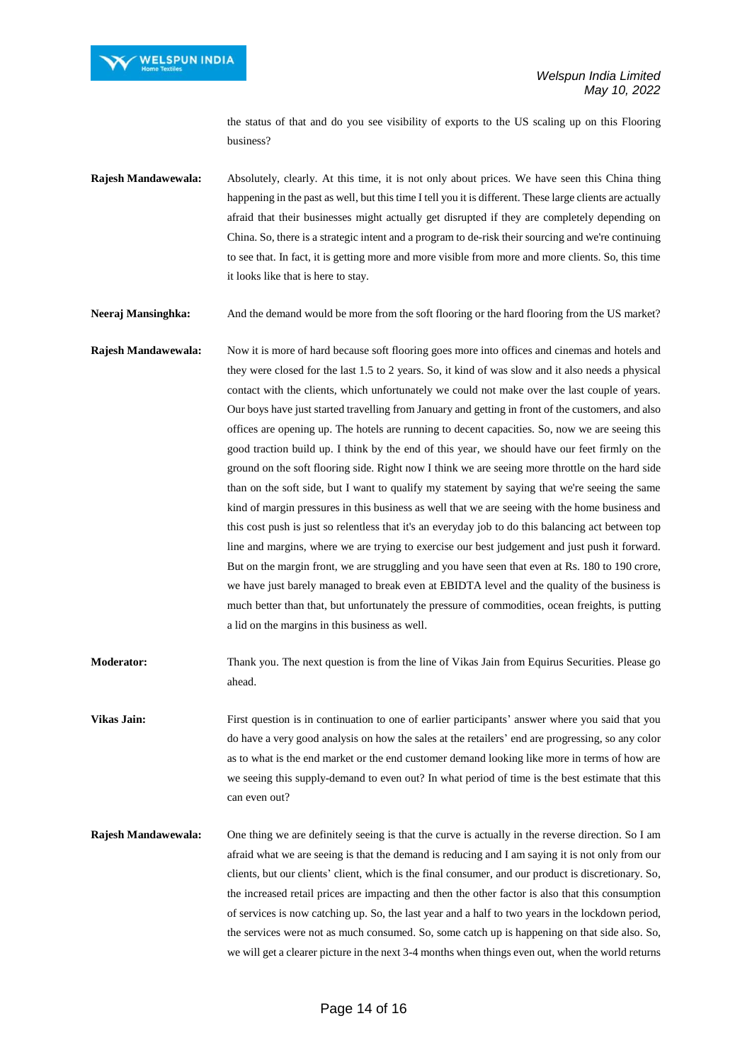the status of that and do you see visibility of exports to the US scaling up on this Flooring business?

**Rajesh Mandawewala:** Absolutely, clearly. At this time, it is not only about prices. We have seen this China thing happening in the past as well, but this time I tell you it is different. These large clients are actually afraid that their businesses might actually get disrupted if they are completely depending on China. So, there is a strategic intent and a program to de-risk their sourcing and we're continuing to see that. In fact, it is getting more and more visible from more and more clients. So, this time it looks like that is here to stay.

**Neeraj Mansinghka:** And the demand would be more from the soft flooring or the hard flooring from the US market?

**Rajesh Mandawewala:** Now it is more of hard because soft flooring goes more into offices and cinemas and hotels and they were closed for the last 1.5 to 2 years. So, it kind of was slow and it also needs a physical contact with the clients, which unfortunately we could not make over the last couple of years. Our boys have just started travelling from January and getting in front of the customers, and also offices are opening up. The hotels are running to decent capacities. So, now we are seeing this good traction build up. I think by the end of this year, we should have our feet firmly on the ground on the soft flooring side. Right now I think we are seeing more throttle on the hard side than on the soft side, but I want to qualify my statement by saying that we're seeing the same kind of margin pressures in this business as well that we are seeing with the home business and this cost push is just so relentless that it's an everyday job to do this balancing act between top line and margins, where we are trying to exercise our best judgement and just push it forward. But on the margin front, we are struggling and you have seen that even at Rs. 180 to 190 crore, we have just barely managed to break even at EBIDTA level and the quality of the business is much better than that, but unfortunately the pressure of commodities, ocean freights, is putting a lid on the margins in this business as well.

**Moderator:** Thank you. The next question is from the line of Vikas Jain from Equirus Securities. Please go ahead.

**Vikas Jain:** First question is in continuation to one of earlier participants' answer where you said that you do have a very good analysis on how the sales at the retailers' end are progressing, so any color as to what is the end market or the end customer demand looking like more in terms of how are we seeing this supply-demand to even out? In what period of time is the best estimate that this can even out?

**Rajesh Mandawewala:** One thing we are definitely seeing is that the curve is actually in the reverse direction. So I am afraid what we are seeing is that the demand is reducing and I am saying it is not only from our clients, but our clients' client, which is the final consumer, and our product is discretionary. So, the increased retail prices are impacting and then the other factor is also that this consumption of services is now catching up. So, the last year and a half to two years in the lockdown period, the services were not as much consumed. So, some catch up is happening on that side also. So, we will get a clearer picture in the next 3-4 months when things even out, when the world returns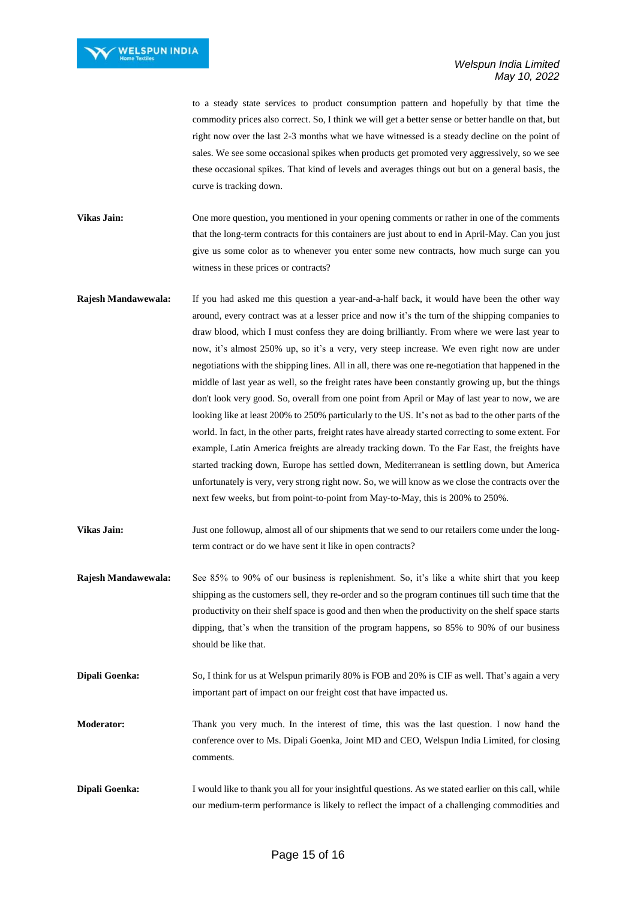to a steady state services to product consumption pattern and hopefully by that time the commodity prices also correct. So, I think we will get a better sense or better handle on that, but right now over the last 2-3 months what we have witnessed is a steady decline on the point of sales. We see some occasional spikes when products get promoted very aggressively, so we see these occasional spikes. That kind of levels and averages things out but on a general basis, the curve is tracking down.

**Vikas Jain:** One more question, you mentioned in your opening comments or rather in one of the comments that the long-term contracts for this containers are just about to end in April-May. Can you just give us some color as to whenever you enter some new contracts, how much surge can you witness in these prices or contracts?

**Rajesh Mandawewala:** If you had asked me this question a year-and-a-half back, it would have been the other way around, every contract was at a lesser price and now it's the turn of the shipping companies to draw blood, which I must confess they are doing brilliantly. From where we were last year to now, it's almost 250% up, so it's a very, very steep increase. We even right now are under negotiations with the shipping lines. All in all, there was one re-negotiation that happened in the middle of last year as well, so the freight rates have been constantly growing up, but the things don't look very good. So, overall from one point from April or May of last year to now, we are looking like at least 200% to 250% particularly to the US. It's not as bad to the other parts of the world. In fact, in the other parts, freight rates have already started correcting to some extent. For example, Latin America freights are already tracking down. To the Far East, the freights have started tracking down, Europe has settled down, Mediterranean is settling down, but America unfortunately is very, very strong right now. So, we will know as we close the contracts over the next few weeks, but from point-to-point from May-to-May, this is 200% to 250%.

**Vikas Jain:** Just one followup, almost all of our shipments that we send to our retailers come under the long-term contract or do we have sent it like in open contracts?

**Rajesh Mandawewala:** See 85% to 90% of our business is replenishment. So, it's like a white shirt that you keep shipping as the customers sell, they re-order and so the program continues till such time that the productivity on their shelf space is good and then when the productivity on the shelf space starts dipping, that's when the transition of the program happens, so 85% to 90% of our business should be like that.

**Dipali Goenka:** So, I think for us at Welspun primarily 80% is FOB and 20% is CIF as well. That's again a very important part of impact on our freight cost that have impacted us.

**Moderator:** Thank you very much. In the interest of time, this was the last question. I now hand the conference over to Ms. Dipali Goenka, Joint MD and CEO, Welspun India Limited, for closing comments.

**Dipali Goenka:** I would like to thank you all for your insightful questions. As we stated earlier on this call, while our medium-term performance is likely to reflect the impact of a challenging commodities and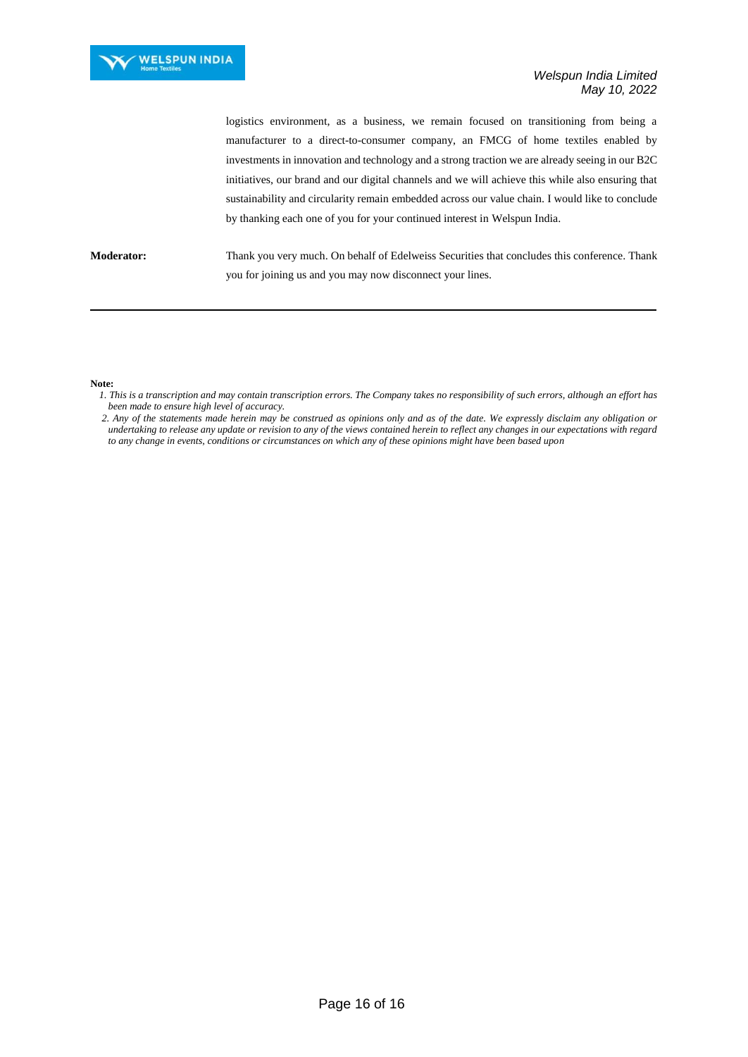logistics environment, as a business, we remain focused on transitioning from being a manufacturer to a direct-to-consumer company, an FMCG of home textiles enabled by investments in innovation and technology and a strong traction we are already seeing in our B2C initiatives, our brand and our digital channels and we will achieve this while also ensuring that sustainability and circularity remain embedded across our value chain. I would like to conclude by thanking each one of you for your continued interest in Welspun India.

**Moderator:** Thank you very much. On behalf of Edelweiss Securities that concludes this conference. Thank you for joining us and you may now disconnect your lines.

---

**Note:**

1. *This is a transcription and may contain transcription errors. The Company takes no responsibility of such errors, although an effort has been made to ensure high level of accuracy.*
2. *Any of the statements made herein may be construed as opinions only and as of the date. We expressly disclaim any obligation or undertaking to release any update or revision to any of the views contained herein to reflect any changes in our expectations with regard to any change in events, conditions or circumstances on which any of these opinions might have been based upon*